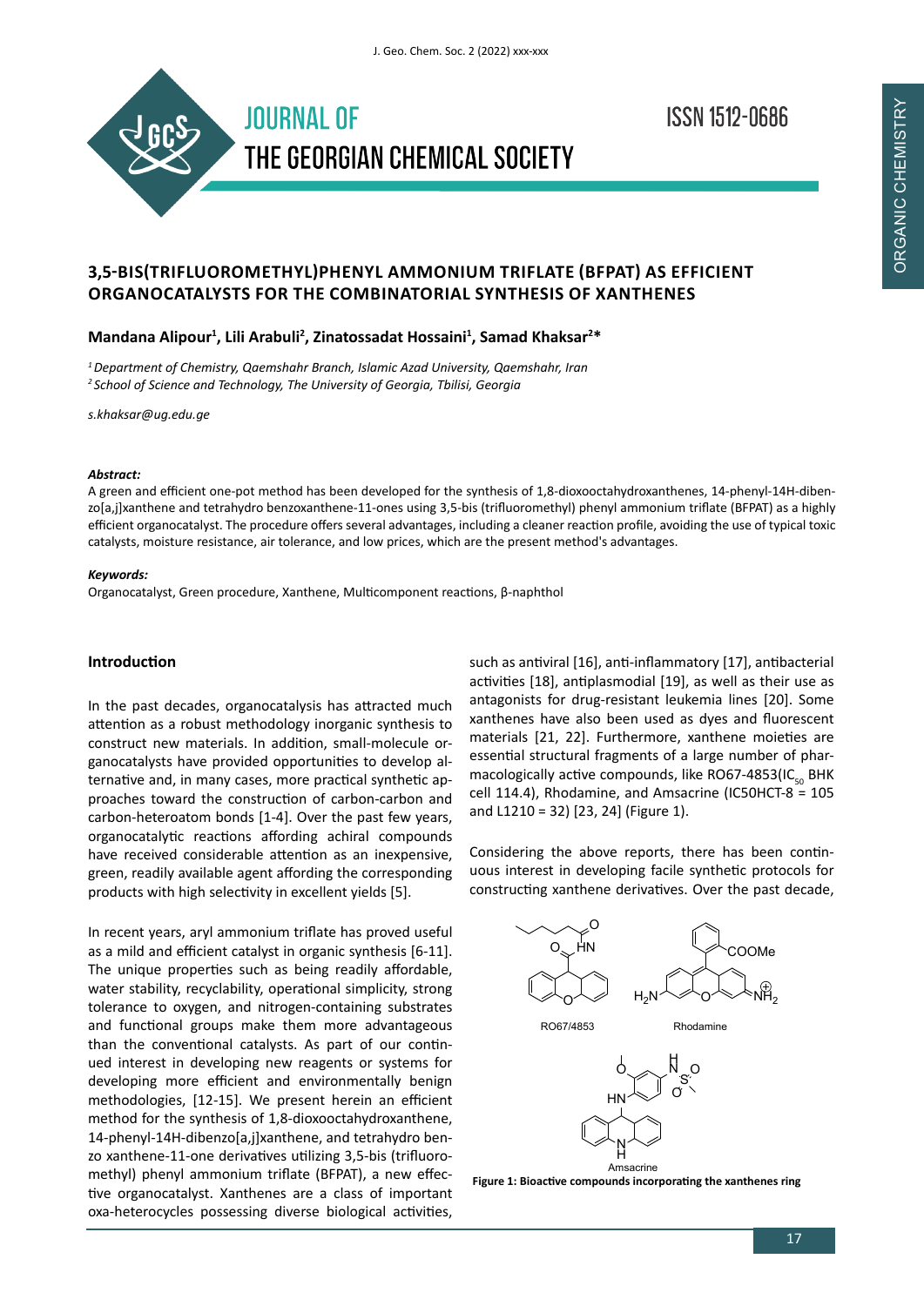# 3,5-BIS(TRIFLUOROMETHYL)PHENYL AMMONIUM TRIFLATE (BFPAT) AS EFFICIENT ORGANOCATALYSTS FOR THE COMBINATORIAL SYNTHESIS OF XANTHENES

**Mandana Alipour[1], Lili Arabuli[2], Zinatossadat Hossaini[1], Samad Khaksar[2]***

*[1] Department of Chemistry, Qaemshahr Branch, Islamic Azad University, Qaemshahr, Iran*
*[2] School of Science and Technology, The University of Georgia, Tbilisi, Georgia*

*s.khaksar@ug.edu.ge*

***Abstract:***

A green and efficient one-pot method has been developed for the synthesis of 1,8-dioxooctahydroxanthenes, 14-phenyl-14H-dibenzo[a,j]xanthene and tetrahydro benzoxanthene-11-ones using 3,5-bis (trifluoromethyl) phenyl ammonium triflate (BFPAT) as a highly efficient organocatalyst. The procedure offers several advantages, including a cleaner reaction profile, avoiding the use of typical toxic catalysts, moisture resistance, air tolerance, and low prices, which are the present method's advantages.

***Keywords:***

Organocatalyst, Green procedure, Xanthene, Multicomponent reactions, β-naphthol

## Introduction

In the past decades, organocatalysis has attracted much attention as a robust methodology inorganic synthesis to construct new materials. In addition, small-molecule organocatalysts have provided opportunities to develop alternative and, in many cases, more practical synthetic approaches toward the construction of carbon-carbon and carbon-heteroatom bonds [1-4]. Over the past few years, organocatalytic reactions affording achiral compounds have received considerable attention as an inexpensive, green, readily available agent affording the corresponding products with high selectivity in excellent yields [5].

In recent years, aryl ammonium triflate has proved useful as a mild and efficient catalyst in organic synthesis [6-11]. The unique properties such as being readily affordable, water stability, recyclability, operational simplicity, strong tolerance to oxygen, and nitrogen-containing substrates and functional groups make them more advantageous than the conventional catalysts. As part of our continued interest in developing new reagents or systems for developing more efficient and environmentally benign methodologies, [12-15]. We present herein an efficient method for the synthesis of 1,8-dioxooctahydroxanthene, 14-phenyl-14H-dibenzo[a,j]xanthene, and tetrahydro benzo xanthene-11-one derivatives utilizing 3,5-bis (trifluoromethyl) phenyl ammonium triflate (BFPAT), a new effective organocatalyst. Xanthenes are a class of important oxa-heterocycles possessing diverse biological activities, such as antiviral [16], anti-inflammatory [17], antibacterial activities [18], antiplasmodial [19], as well as their use as antagonists for drug-resistant leukemia lines [20]. Some xanthenes have also been used as dyes and fluorescent materials [21, 22]. Furthermore, xanthene moieties are essential structural fragments of a large number of pharmacologically active compounds, like RO67-4853($IC_{50}$ BHK cell 114.4), Rhodamine, and Amsacrine (IC50HCT-8 = 105 and L1210 = 32) [23, 24] (Figure 1).

Considering the above reports, there has been continuous interest in developing facile synthetic protocols for constructing xanthene derivatives. Over the past decade,

RO67/4853 Rhodamine Amsacrine

**Figure 1: Bioactive compounds incorporating the xanthenes ring**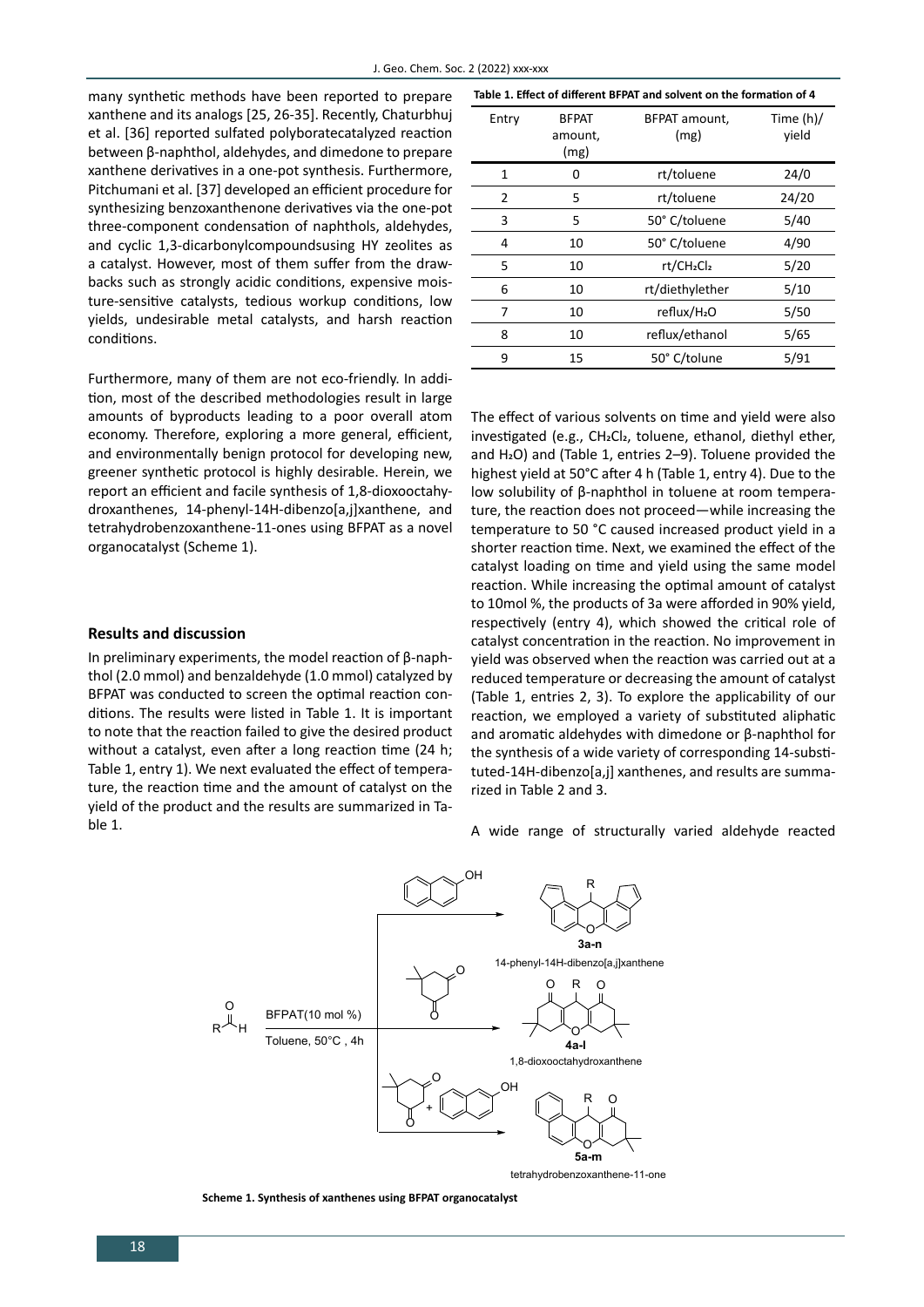many synthetic methods have been reported to prepare xanthene and its analogs [25, 26-35]. Recently, Chaturbhuj et al. [36] reported sulfated polyboratecatalyzed reaction between β-naphthol, aldehydes, and dimedone to prepare xanthene derivatives in a one-pot synthesis. Furthermore, Pitchumani et al. [37] developed an efficient procedure for synthesizing benzoxanthenone derivatives via the one-pot three-component condensation of naphthols, aldehydes, and cyclic 1,3-dicarbonylcompoundsusing HY zeolites as a catalyst. However, most of them suffer from the drawbacks such as strongly acidic conditions, expensive moisture-sensitive catalysts, tedious workup conditions, low yields, undesirable metal catalysts, and harsh reaction conditions.

Furthermore, many of them are not eco-friendly. In addition, most of the described methodologies result in large amounts of byproducts leading to a poor overall atom economy. Therefore, exploring a more general, efficient, and environmentally benign protocol for developing new, greener synthetic protocol is highly desirable. Herein, we report an efficient and facile synthesis of 1,8-dioxooctahydroxanthenes, 14-phenyl-14H-dibenzo[a,j]xanthene, and tetrahydrobenzoxanthene-11-ones using BFPAT as a novel organocatalyst (Scheme 1).

## Results and discussion

In preliminary experiments, the model reaction of β-naphthol (2.0 mmol) and benzaldehyde (1.0 mmol) catalyzed by BFPAT was conducted to screen the optimal reaction conditions. The results were listed in Table 1. It is important to note that the reaction failed to give the desired product without a catalyst, even after a long reaction time (24 h; Table 1, entry 1). We next evaluated the effect of temperature, the reaction time and the amount of catalyst on the yield of the product and the results are summarized in Table 1.

**Table 1. Effect of different BFPAT and solvent on the formation of 4**

| Entry | BFPAT amount, (mg) | BFPAT amount, (mg) | Time (h)/ yield |
|---|---|---|---|
| 1 | 0 | rt/toluene | 24/0 |
| 2 | 5 | rt/toluene | 24/20 |
| 3 | 5 | 50° C/toluene | 5/40 |
| 4 | 10 | 50° C/toluene | 4/90 |
| 5 | 10 | rt/$CH_2Cl_2$ | 5/20 |
| 6 | 10 | rt/diethylether | 5/10 |
| 7 | 10 | reflux/$H_2O$ | 5/50 |
| 8 | 10 | reflux/ethanol | 5/65 |
| 9 | 15 | 50° C/tolune | 5/91 |

The effect of various solvents on time and yield were also investigated (e.g., $CH_2Cl_2$, toluene, ethanol, diethyl ether, and $H_2O$) and (Table 1, entries 2–9). Toluene provided the highest yield at 50°C after 4 h (Table 1, entry 4). Due to the low solubility of β-naphthol in toluene at room temperature, the reaction does not proceed—while increasing the temperature to 50 °C caused increased product yield in a shorter reaction time. Next, we examined the effect of the catalyst loading on time and yield using the same model reaction. While increasing the optimal amount of catalyst to 10mol %, the products of 3a were afforded in 90% yield, respectively (entry 4), which showed the critical role of catalyst concentration in the reaction. No improvement in yield was observed when the reaction was carried out at a reduced temperature or decreasing the amount of catalyst (Table 1, entries 2, 3). To explore the applicability of our reaction, we employed a variety of substituted aliphatic and aromatic aldehydes with dimedone or β-naphthol for the synthesis of a wide variety of corresponding 14-substituted-14H-dibenzo[a,j] xanthenes, and results are summarized in Table 2 and 3.

A wide range of structurally varied aldehyde reacted

BFPAT(10 mol %)
Toluene, 50°C , 4h

3a-n
14-phenyl-14H-dibenzo[a,j]xanthene

4a-l
1,8-dioxooctahydroxanthene

5a-m
tetrahydrobenzoxanthene-11-one

**Scheme 1. Synthesis of xanthenes using BFPAT organocatalyst**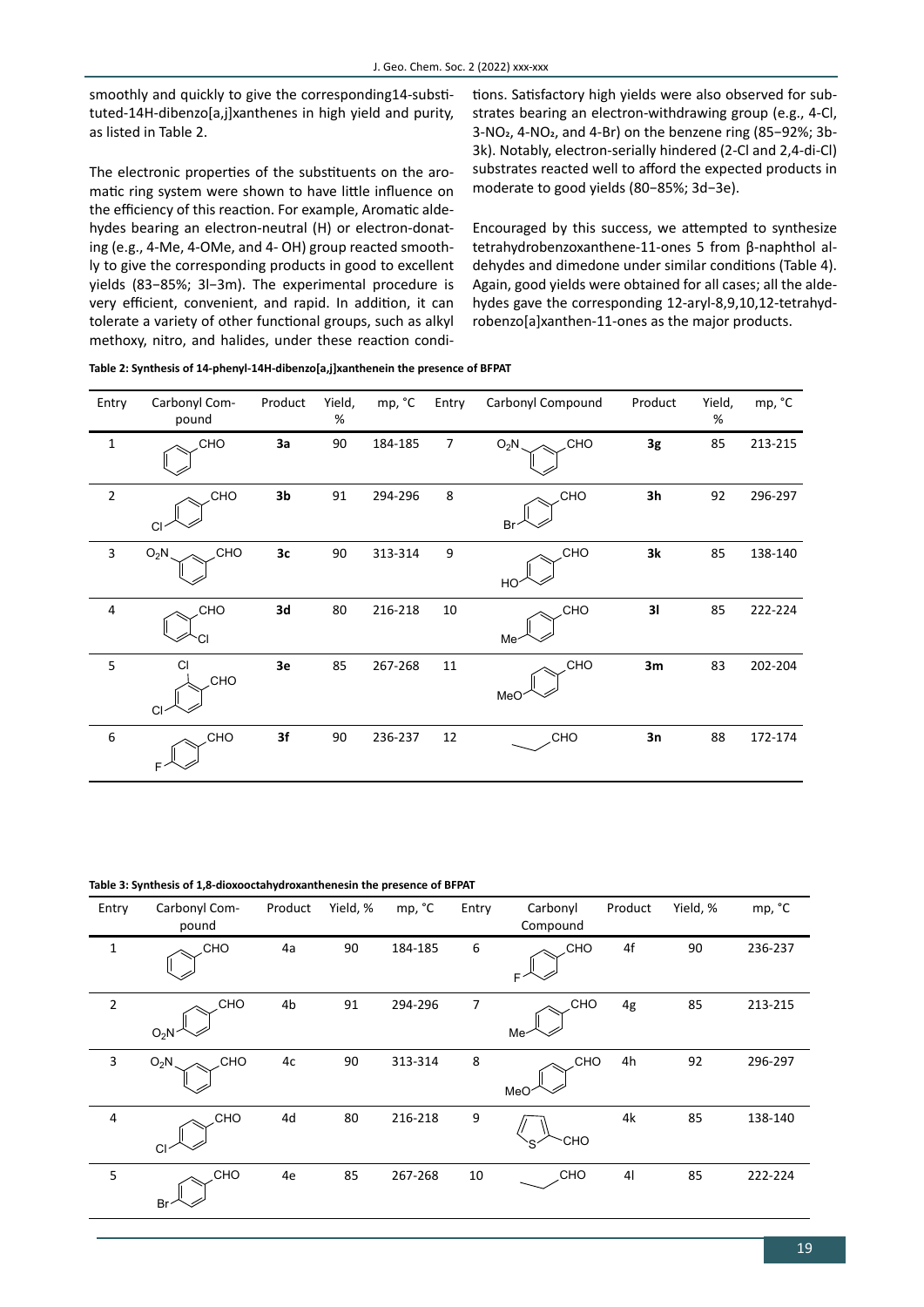smoothly and quickly to give the corresponding14-substituted-14H-dibenzo[a,j]xanthenes in high yield and purity, as listed in Table 2.

The electronic properties of the substituents on the aromatic ring system were shown to have little influence on the efficiency of this reaction. For example, Aromatic aldehydes bearing an electron-neutral (H) or electron-donating (e.g., 4-Me, 4-OMe, and 4- OH) group reacted smoothly to give the corresponding products in good to excellent yields (83−85%; 3l−3m). The experimental procedure is very efficient, convenient, and rapid. In addition, it can tolerate a variety of other functional groups, such as alkyl methoxy, nitro, and halides, under these reaction conditions. Satisfactory high yields were also observed for substrates bearing an electron-withdrawing group (e.g., 4-Cl, 3-$NO_2$, 4-$NO_2$, and 4-Br) on the benzene ring (85−92%; 3b-3k). Notably, electron-serially hindered (2-Cl and 2,4-di-Cl) substrates reacted well to afford the expected products in moderate to good yields (80−85%; 3d−3e).

Encouraged by this success, we attempted to synthesize tetrahydrobenzoxanthene-11-ones 5 from β-naphthol aldehydes and dimedone under similar conditions (Table 4). Again, good yields were obtained for all cases; all the aldehydes gave the corresponding 12-aryl-8,9,10,12-tetrahydrobenzo[a]xanthen-11-ones as the major products.

**Table 2: Synthesis of 14-phenyl-14H-dibenzo[a,j]xanthenein the presence of BFPAT**

| Entry | Carbonyl Compound | Product | Yield, % | mp, °C | Entry | Carbonyl Compound | Product | Yield, % | mp, °C |
|---|---|---|---|---|---|---|---|---|---|
| 1 | C6H5-CHO | **3a** | 90 | 184-185 | 7 | 3-O2N-C6H4-CHO | **3g** | 85 | 213-215 |
| 2 | 4-Cl-C6H4-CHO | **3b** | 91 | 294-296 | 8 | 4-Br-C6H4-CHO | **3h** | 92 | 296-297 |
| 3 | 3-O2N-C6H4-CHO | **3c** | 90 | 313-314 | 9 | 4-HO-C6H4-CHO | **3k** | 85 | 138-140 |
| 4 | 2-Cl-C6H4-CHO | **3d** | 80 | 216-218 | 10 | 4-Me-C6H4-CHO | **3l** | 85 | 222-224 |
| 5 | 2,4-Cl2-C6H3-CHO | **3e** | 85 | 267-268 | 11 | 4-MeO-C6H4-CHO | **3m** | 83 | 202-204 |
| 6 | 4-F-C6H4-CHO | **3f** | 90 | 236-237 | 12 | CH3CH2-CHO | **3n** | 88 | 172-174 |

**Table 3: Synthesis of 1,8-dioxooctahydroxanthenesin the presence of BFPAT**

| Entry | Carbonyl Compound | Product | Yield, % | mp, °C | Entry | Carbonyl Compound | Product | Yield, % | mp, °C |
|---|---|---|---|---|---|---|---|---|---|
| 1 | C6H5-CHO | 4a | 90 | 184-185 | 6 | 4-F-C6H4-CHO | 4f | 90 | 236-237 |
| 2 | 4-O2N-C6H4-CHO | 4b | 91 | 294-296 | 7 | 4-Me-C6H4-CHO | 4g | 85 | 213-215 |
| 3 | 3-O2N-C6H4-CHO | 4c | 90 | 313-314 | 8 | 4-MeO-C6H4-CHO | 4h | 92 | 296-297 |
| 4 | 4-Cl-C6H4-CHO | 4d | 80 | 216-218 | 9 | thiophene-2-CHO | 4k | 85 | 138-140 |
| 5 | 4-Br-C6H4-CHO | 4e | 85 | 267-268 | 10 | CH3CH2-CHO | 4l | 85 | 222-224 |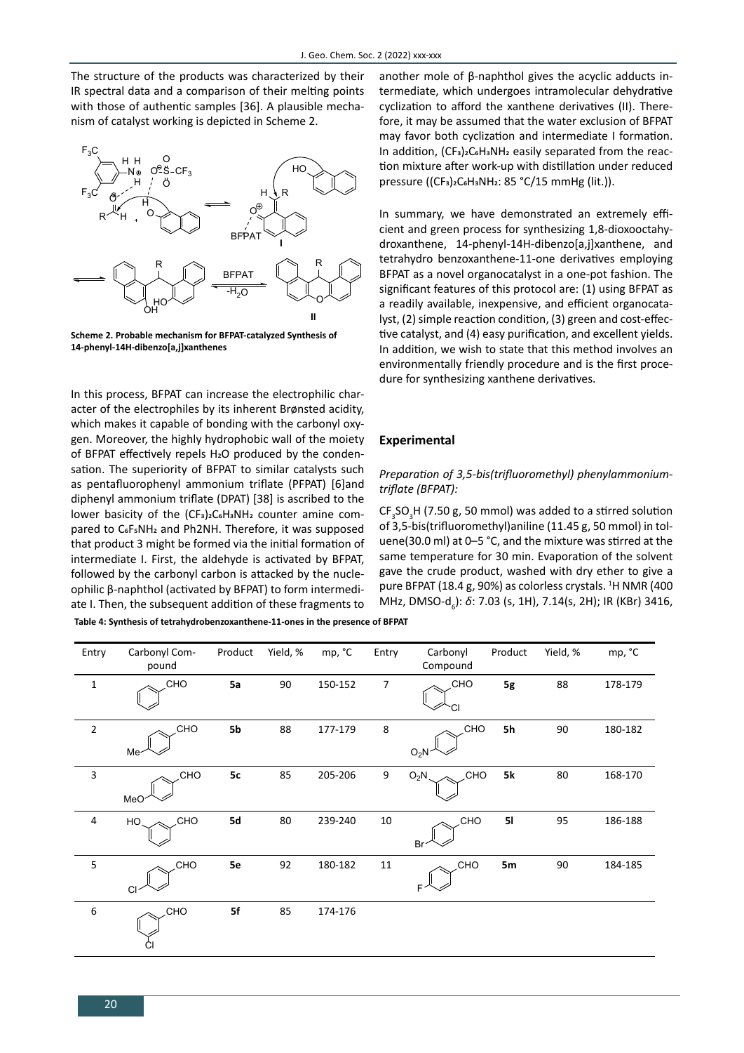The structure of the products was characterized by their IR spectral data and a comparison of their melting points with those of authentic samples [36]. A plausible mechanism of catalyst working is depicted in Scheme 2.

**Scheme 2. Probable mechanism for BFPAT-catalyzed Synthesis of 14-phenyl-14H-dibenzo[a,j]xanthenes**

In this process, BFPAT can increase the electrophilic character of the electrophiles by its inherent Brønsted acidity, which makes it capable of bonding with the carbonyl oxygen. Moreover, the highly hydrophobic wall of the moiety of BFPAT effectively repels $H_2O$ produced by the condensation. The superiority of BFPAT to similar catalysts such as pentafluorophenyl ammonium triflate (PFPAT) [6]and diphenyl ammonium triflate (DPAT) [38] is ascribed to the lower basicity of the $(CF_3)_2C_6H_3NH_2$ counter amine compared to $C_6F_5NH_2$ and Ph2NH. Therefore, it was supposed that product 3 might be formed via the initial formation of intermediate I. First, the aldehyde is activated by BFPAT, followed by the carbonyl carbon is attacked by the nucleophilic β-naphthol (activated by BFPAT) to form intermediate I. Then, the subsequent addition of these fragments to another mole of β-naphthol gives the acyclic adducts intermediate, which undergoes intramolecular dehydrative cyclization to afford the xanthene derivatives (II). Therefore, it may be assumed that the water exclusion of BFPAT may favor both cyclization and intermediate I formation. In addition, $(CF_3)_2C_6H_3NH_2$ easily separated from the reaction mixture after work-up with distillation under reduced pressure ($(CF_3)_2C_6H_3NH_2$: 85 °C/15 mmHg (lit.)).

In summary, we have demonstrated an extremely efficient and green process for synthesizing 1,8-dioxooctahydroxanthene, 14-phenyl-14H-dibenzo[a,j]xanthene, and tetrahydro benzoxanthene-11-one derivatives employing BFPAT as a novel organocatalyst in a one-pot fashion. The significant features of this protocol are: (1) using BFPAT as a readily available, inexpensive, and efficient organocatalyst, (2) simple reaction condition, (3) green and cost-effective catalyst, and (4) easy purification, and excellent yields. In addition, we wish to state that this method involves an environmentally friendly procedure and is the first procedure for synthesizing xanthene derivatives.

## Experimental

*Preparation of 3,5-bis(trifluoromethyl) phenylammonium-triflate (BFPAT):*

$CF_3SO_3H$ (7.50 g, 50 mmol) was added to a stirred solution of 3,5-bis(trifluoromethyl)aniline (11.45 g, 50 mmol) in toluene(30.0 ml) at 0–5 °C, and the mixture was stirred at the same temperature for 30 min. Evaporation of the solvent gave the crude product, washed with dry ether to give a pure BFPAT (18.4 g, 90%) as colorless crystals. $^1H$ NMR (400 MHz, DMSO-$d_6$): *δ*: 7.03 (s, 1H), 7.14(s, 2H); IR (KBr) 3416,

**Table 4: Synthesis of tetrahydrobenzoxanthene-11-ones in the presence of BFPAT**

| Entry | Carbonyl Compound | Product | Yield, % | mp, °C | Entry | Carbonyl Compound | Product | Yield, % | mp, °C |
|---|---|---|---|---|---|---|---|---|---|
| 1 | PhCHO | **5a** | 90 | 150-152 | 7 | 2-Cl-C6H4CHO | **5g** | 88 | 178-179 |
| 2 | 4-Me-C6H4CHO | **5b** | 88 | 177-179 | 8 | 4-O2N-C6H4CHO | **5h** | 90 | 180-182 |
| 3 | 4-MeO-C6H4CHO | **5c** | 85 | 205-206 | 9 | 3-O2N-C6H4CHO | **5k** | 80 | 168-170 |
| 4 | 3-HO-C6H4CHO | **5d** | 80 | 239-240 | 10 | 4-Br-C6H4CHO | **5l** | 95 | 186-188 |
| 5 | 4-Cl-C6H4CHO | **5e** | 92 | 180-182 | 11 | 4-F-C6H4CHO | **5m** | 90 | 184-185 |
| 6 | 3-Cl-C6H4CHO | **5f** | 85 | 174-176 | | | | | |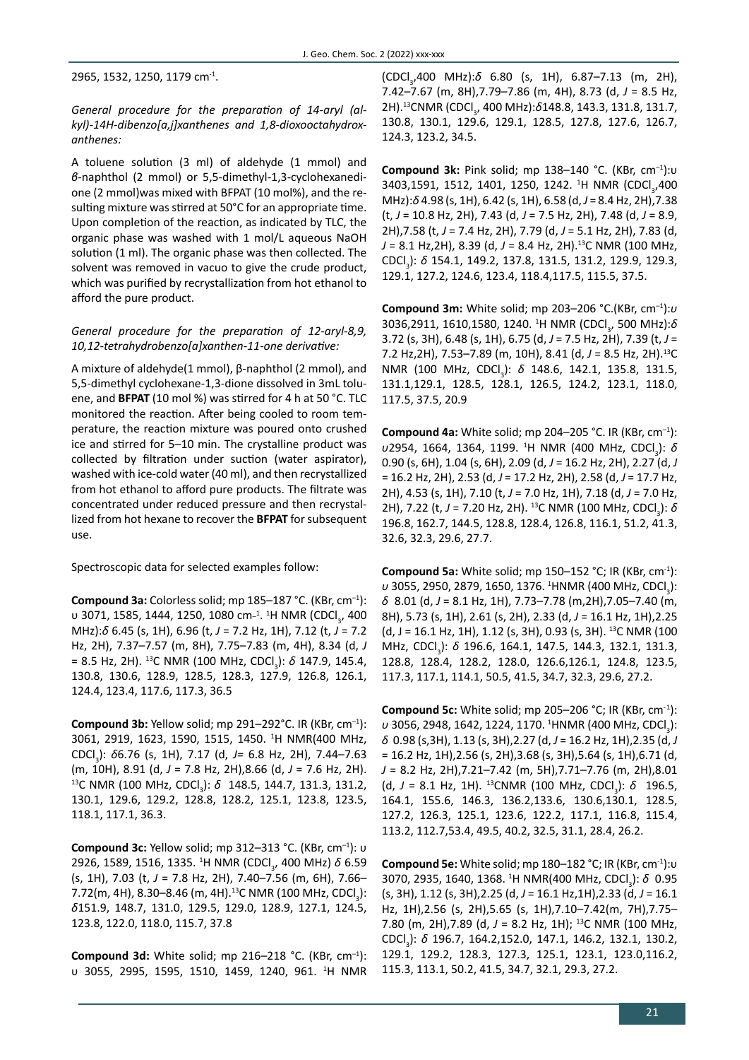2965, 1532, 1250, 1179 cm$^{-1}$.

*General procedure for the preparation of 14-aryl (alkyl)-14H-dibenzo[a,j]xanthenes and 1,8-dioxooctahydroxanthenes:*

A toluene solution (3 ml) of aldehyde (1 mmol) and *β*-naphthol (2 mmol) or 5,5-dimethyl-1,3-cyclohexanedione (2 mmol)was mixed with BFPAT (10 mol%), and the resulting mixture was stirred at 50°C for an appropriate time. Upon completion of the reaction, as indicated by TLC, the organic phase was washed with 1 mol/L aqueous NaOH solution (1 ml). The organic phase was then collected. The solvent was removed in vacuo to give the crude product, which was purified by recrystallization from hot ethanol to afford the pure product.

*General procedure for the preparation of 12-aryl-8,9, 10,12-tetrahydrobenzo[a]xanthen-11-one derivative:*

A mixture of aldehyde(1 mmol), β-naphthol (2 mmol), and 5,5-dimethyl cyclohexane-1,3-dione dissolved in 3mL toluene, and **BFPAT** (10 mol %) was stirred for 4 h at 50 °C. TLC monitored the reaction. After being cooled to room temperature, the reaction mixture was poured onto crushed ice and stirred for 5–10 min. The crystalline product was collected by filtration under suction (water aspirator), washed with ice-cold water (40 ml), and then recrystallized from hot ethanol to afford pure products. The filtrate was concentrated under reduced pressure and then recrystallized from hot hexane to recover the **BFPAT** for subsequent use.

Spectroscopic data for selected examples follow:

**Compound 3a:** Colorless solid; mp 185–187 °C. (KBr, cm$^{-1}$): υ 3071, 1585, 1444, 1250, 1080 cm$^{-1}$. $^{1}$H NMR ($CDCl_3$, 400 MHz):*δ* 6.45 (s, 1H), 6.96 (t, *J* = 7.2 Hz, 1H), 7.12 (t, *J* = 7.2 Hz, 2H), 7.37–7.57 (m, 8H), 7.75–7.83 (m, 4H), 8.34 (d, *J* = 8.5 Hz, 2H). $^{13}$C NMR (100 MHz, $CDCl_3$): *δ* 147.9, 145.4, 130.8, 130.6, 128.9, 128.5, 128.3, 127.9, 126.8, 126.1, 124.4, 123.4, 117.6, 117.3, 36.5

**Compound 3b:** Yellow solid; mp 291–292°C. IR (KBr, cm$^{-1}$): 3061, 2919, 1623, 1590, 1515, 1450. $^{1}$H NMR(400 MHz, $CDCl_3$): *δ*6.76 (s, 1H), 7.17 (d, *J*= 6.8 Hz, 2H), 7.44–7.63 (m, 10H), 8.91 (d, *J* = 7.8 Hz, 2H),8.66 (d, *J* = 7.6 Hz, 2H). $^{13}$C NMR (100 MHz, $CDCl_3$): *δ* 148.5, 144.7, 131.3, 131.2, 130.1, 129.6, 129.2, 128.8, 128.2, 125.1, 123.8, 123.5, 118.1, 117.1, 36.3.

**Compound 3c:** Yellow solid; mp 312–313 °C. (KBr, cm$^{-1}$): υ 2926, 1589, 1516, 1335. $^{1}$H NMR ($CDCl_3$, 400 MHz) *δ* 6.59 (s, 1H), 7.03 (t, *J* = 7.8 Hz, 2H), 7.40–7.56 (m, 6H), 7.66–7.72(m, 4H), 8.30–8.46 (m, 4H).$^{13}$C NMR (100 MHz, $CDCl_3$): *δ*151.9, 148.7, 131.0, 129.5, 129.0, 128.9, 127.1, 124.5, 123.8, 122.0, 118.0, 115.7, 37.8

**Compound 3d:** White solid; mp 216–218 °C. (KBr, cm$^{-1}$): υ 3055, 2995, 1595, 1510, 1459, 1240, 961. $^{1}$H NMR ($CDCl_3$,400 MHz):*δ* 6.80 (s, 1H), 6.87–7.13 (m, 2H), 7.42–7.67 (m, 8H),7.79–7.86 (m, 4H), 8.73 (d, *J* = 8.5 Hz, 2H).$^{13}$CNMR ($CDCl_3$, 400 MHz):*δ*148.8, 143.3, 131.8, 131.7, 130.8, 130.1, 129.6, 129.1, 128.5, 127.8, 127.6, 126.7, 124.3, 123.2, 34.5.

**Compound 3k:** Pink solid; mp 138–140 °C. (KBr, cm$^{-1}$):υ 3403,1591, 1512, 1401, 1250, 1242. $^{1}$H NMR ($CDCl_3$,400 MHz):*δ* 4.98 (s, 1H), 6.42 (s, 1H), 6.58 (d, *J* = 8.4 Hz, 2H),7.38 (t, *J* = 10.8 Hz, 2H), 7.43 (d, *J* = 7.5 Hz, 2H), 7.48 (d, *J* = 8.9, 2H),7.58 (t, *J* = 7.4 Hz, 2H), 7.79 (d, *J* = 5.1 Hz, 2H), 7.83 (d, *J* = 8.1 Hz,2H), 8.39 (d, *J* = 8.4 Hz, 2H).$^{13}$C NMR (100 MHz, $CDCl_3$): *δ* 154.1, 149.2, 137.8, 131.5, 131.2, 129.9, 129.3, 129.1, 127.2, 124.6, 123.4, 118.4,117.5, 115.5, 37.5.

**Compound 3m:** White solid; mp 203–206 °C.(KBr, cm$^{-1}$):*υ* 3036,2911, 1610,1580, 1240. $^{1}$H NMR ($CDCl_3$, 500 MHz):*δ* 3.72 (s, 3H), 6.48 (s, 1H), 6.75 (d, *J* = 7.5 Hz, 2H), 7.39 (t, *J* = 7.2 Hz,2H), 7.53–7.89 (m, 10H), 8.41 (d, *J* = 8.5 Hz, 2H).$^{13}$C NMR (100 MHz, $CDCl_3$): *δ* 148.6, 142.1, 135.8, 131.5, 131.1,129.1, 128.5, 128.1, 126.5, 124.2, 123.1, 118.0, 117.5, 37.5, 20.9

**Compound 4a:** White solid; mp 204–205 °C. IR (KBr, cm$^{-1}$): *υ*2954, 1664, 1364, 1199. $^{1}$H NMR (400 MHz, $CDCl_3$): *δ* 0.90 (s, 6H), 1.04 (s, 6H), 2.09 (d, *J* = 16.2 Hz, 2H), 2.27 (d, *J* = 16.2 Hz, 2H), 2.53 (d, *J* = 17.2 Hz, 2H), 2.58 (d, *J* = 17.7 Hz, 2H), 4.53 (s, 1H), 7.10 (t, *J* = 7.0 Hz, 1H), 7.18 (d, *J* = 7.0 Hz, 2H), 7.22 (t, *J* = 7.20 Hz, 2H). $^{13}$C NMR (100 MHz, $CDCl_3$): *δ* 196.8, 162.7, 144.5, 128.8, 128.4, 126.8, 116.1, 51.2, 41.3, 32.6, 32.3, 29.6, 27.7.

**Compound 5a:** White solid; mp 150–152 °C; IR (KBr, cm$^{-1}$): *υ* 3055, 2950, 2879, 1650, 1376. $^{1}$HNMR (400 MHz, $CDCl_3$): *δ* 8.01 (d, *J* = 8.1 Hz, 1H), 7.73–7.78 (m,2H),7.05–7.40 (m, 8H), 5.73 (s, 1H), 2.61 (s, 2H), 2.33 (d, *J* = 16.1 Hz, 1H),2.25 (d, J = 16.1 Hz, 1H), 1.12 (s, 3H), 0.93 (s, 3H). $^{13}$C NMR (100 MHz, $CDCl_3$): *δ* 196.6, 164.1, 147.5, 144.3, 132.1, 131.3, 128.8, 128.4, 128.2, 128.0, 126.6,126.1, 124.8, 123.5, 117.3, 117.1, 114.1, 50.5, 41.5, 34.7, 32.3, 29.6, 27.2.

**Compound 5c:** White solid; mp 205–206 °C; IR (KBr, cm$^{-1}$): *υ* 3056, 2948, 1642, 1224, 1170. $^{1}$HNMR (400 MHz, $CDCl_3$): *δ* 0.98 (s,3H), 1.13 (s, 3H),2.27 (d, *J* = 16.2 Hz, 1H),2.35 (d, *J* = 16.2 Hz, 1H),2.56 (s, 2H),3.68 (s, 3H),5.64 (s, 1H),6.71 (d, *J* = 8.2 Hz, 2H),7.21–7.42 (m, 5H),7.71–7.76 (m, 2H),8.01 (d, *J* = 8.1 Hz, 1H). $^{13}$CNMR (100 MHz, $CDCl_3$): *δ* 196.5, 164.1, 155.6, 146.3, 136.2,133.6, 130.6,130.1, 128.5, 127.2, 126.3, 125.1, 123.6, 122.2, 117.1, 116.8, 115.4, 113.2, 112.7,53.4, 49.5, 40.2, 32.5, 31.1, 28.4, 26.2.

**Compound 5e:** White solid; mp 180–182 °C; IR (KBr, cm$^{-1}$):υ 3070, 2935, 1640, 1368. $^{1}$H NMR(400 MHz, $CDCl_3$): *δ* 0.95 (s, 3H), 1.12 (s, 3H),2.25 (d, *J* = 16.1 Hz,1H),2.33 (d, *J* = 16.1 Hz, 1H),2.56 (s, 2H),5.65 (s, 1H),7.10–7.42(m, 7H),7.75–7.80 (m, 2H),7.89 (d, *J* = 8.2 Hz, 1H); $^{13}$C NMR (100 MHz, $CDCl_3$): *δ* 196.7, 164.2,152.0, 147.1, 146.2, 132.1, 130.2, 129.1, 129.2, 128.3, 127.3, 125.1, 123.1, 123.0,116.2, 115.3, 113.1, 50.2, 41.5, 34.7, 32.1, 29.3, 27.2.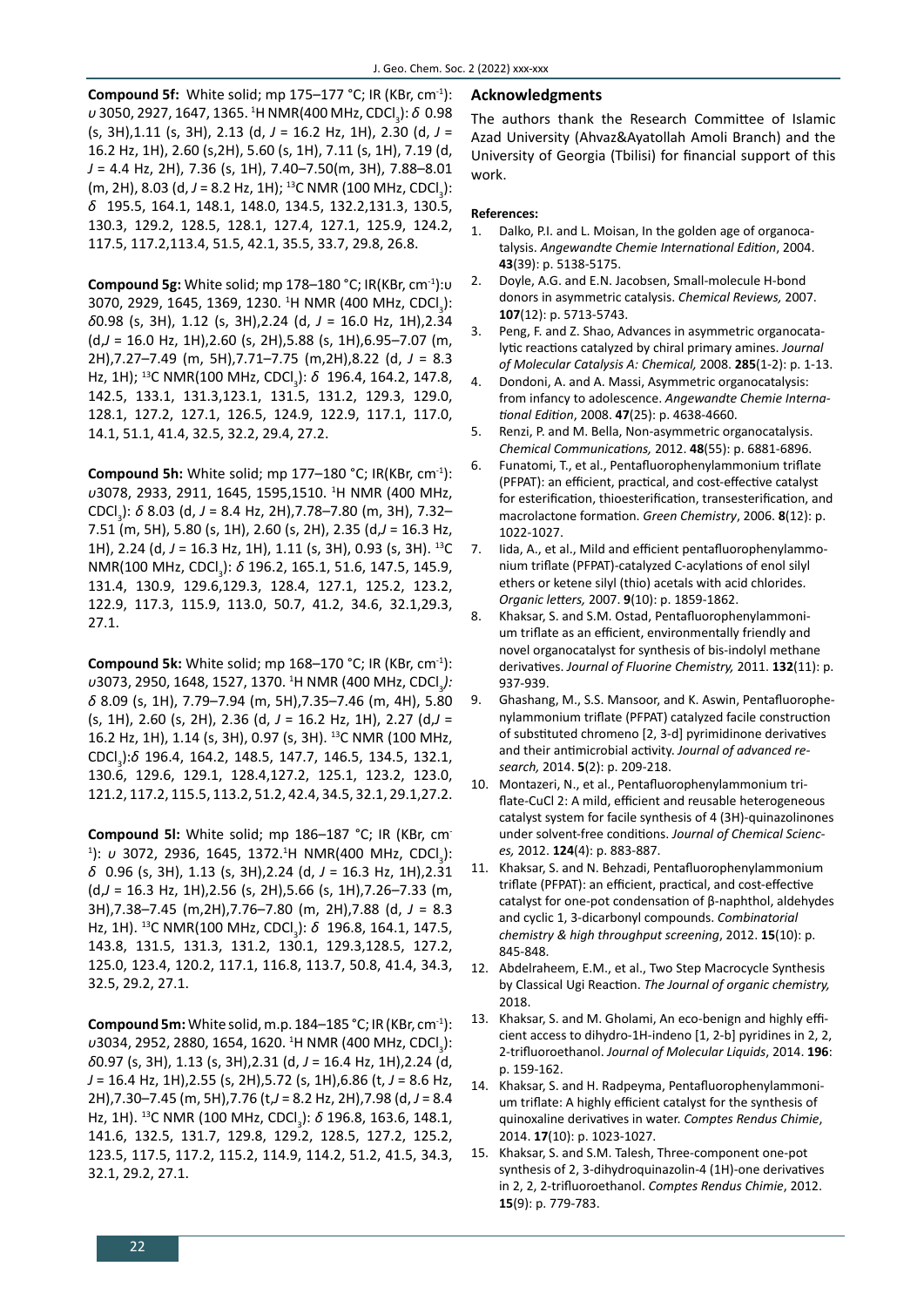**Compound 5f:** White solid; mp 175–177 °C; IR (KBr, $cm^{-1}$): $\upsilon$ 3050, 2927, 1647, 1365. $^1$H NMR(400 MHz, $CDCl_3$): $\delta$ 0.98 (s, 3H),1.11 (s, 3H), 2.13 (d, $J$ = 16.2 Hz, 1H), 2.30 (d, $J$ = 16.2 Hz, 1H), 2.60 (s,2H), 5.60 (s, 1H), 7.11 (s, 1H), 7.19 (d, $J$ = 4.4 Hz, 2H), 7.36 (s, 1H), 7.40–7.50(m, 3H), 7.88–8.01 (m, 2H), 8.03 (d, $J$ = 8.2 Hz, 1H); $^{13}$C NMR (100 MHz, $CDCl_3$): $\delta$ 195.5, 164.1, 148.1, 148.0, 134.5, 132.2,131.3, 130.5, 130.3, 129.2, 128.5, 128.1, 127.4, 127.1, 125.9, 124.2, 117.5, 117.2,113.4, 51.5, 42.1, 35.5, 33.7, 29.8, 26.8.

**Compound 5g:** White solid; mp 178–180 °C; IR(KBr, $cm^{-1}$):$\upsilon$ 3070, 2929, 1645, 1369, 1230. $^1$H NMR (400 MHz, $CDCl_3$): $\delta$0.98 (s, 3H), 1.12 (s, 3H),2.24 (d, $J$ = 16.0 Hz, 1H),2.34 (d,$J$ = 16.0 Hz, 1H),2.60 (s, 2H),5.88 (s, 1H),6.95–7.07 (m, 2H),7.27–7.49 (m, 5H),7.71–7.75 (m,2H),8.22 (d, $J$ = 8.3 Hz, 1H); $^{13}$C NMR(100 MHz, $CDCl_3$): $\delta$ 196.4, 164.2, 147.8, 142.5, 133.1, 131.3,123.1, 131.5, 131.2, 129.3, 129.0, 128.1, 127.2, 127.1, 126.5, 124.9, 122.9, 117.1, 117.0, 14.1, 51.1, 41.4, 32.5, 32.2, 29.4, 27.2.

**Compound 5h:** White solid; mp 177–180 °C; IR(KBr, $cm^{-1}$): $\upsilon$3078, 2933, 2911, 1645, 1595,1510. $^1$H NMR (400 MHz, $CDCl_3$): $\delta$ 8.03 (d, $J$ = 8.4 Hz, 2H),7.78–7.80 (m, 3H), 7.32–7.51 (m, 5H), 5.80 (s, 1H), 2.60 (s, 2H), 2.35 (d,$J$ = 16.3 Hz, 1H), 2.24 (d, $J$ = 16.3 Hz, 1H), 1.11 (s, 3H), 0.93 (s, 3H). $^{13}$C NMR(100 MHz, $CDCl_3$): $\delta$ 196.2, 165.1, 51.6, 147.5, 145.9, 131.4, 130.9, 129.6,129.3, 128.4, 127.1, 125.2, 123.2, 122.9, 117.3, 115.9, 113.0, 50.7, 41.2, 34.6, 32.1,29.3, 27.1.

**Compound 5k:** White solid; mp 168–170 °C; IR (KBr, $cm^{-1}$): $\upsilon$3073, 2950, 1648, 1527, 1370. $^1$H NMR (400 MHz, $CDCl_3$): $\delta$ 8.09 (s, 1H), 7.79–7.94 (m, 5H),7.35–7.46 (m, 4H), 5.80 (s, 1H), 2.60 (s, 2H), 2.36 (d, $J$ = 16.2 Hz, 1H), 2.27 (d,$J$ = 16.2 Hz, 1H), 1.14 (s, 3H), 0.97 (s, 3H). $^{13}$C NMR (100 MHz, $CDCl_3$):$\delta$ 196.4, 164.2, 148.5, 147.7, 146.5, 134.5, 132.1, 130.6, 129.6, 129.1, 128.4,127.2, 125.1, 123.2, 123.0, 121.2, 117.2, 115.5, 113.2, 51.2, 42.4, 34.5, 32.1, 29.1,27.2.

**Compound 5l:** White solid; mp 186–187 °C; IR (KBr, $cm^{-1}$): $\upsilon$ 3072, 2936, 1645, 1372.$^1$H NMR(400 MHz, $CDCl_3$): $\delta$ 0.96 (s, 3H), 1.13 (s, 3H),2.24 (d, $J$ = 16.3 Hz, 1H),2.31 (d,$J$ = 16.3 Hz, 1H),2.56 (s, 2H),5.66 (s, 1H),7.26–7.33 (m, 3H),7.38–7.45 (m,2H),7.76–7.80 (m, 2H),7.88 (d, $J$ = 8.3 Hz, 1H). $^{13}$C NMR(100 MHz, $CDCl_3$): $\delta$ 196.8, 164.1, 147.5, 143.8, 131.5, 131.3, 131.2, 130.1, 129.3,128.5, 127.2, 125.0, 123.4, 120.2, 117.1, 116.8, 113.7, 50.8, 41.4, 34.3, 32.5, 29.2, 27.1.

**Compound 5m:** White solid, m.p. 184–185 °C; IR (KBr, $cm^{-1}$): $\upsilon$3034, 2952, 2880, 1654, 1620. $^1$H NMR (400 MHz, $CDCl_3$): $\delta$0.97 (s, 3H), 1.13 (s, 3H),2.31 (d, $J$ = 16.4 Hz, 1H),2.24 (d, $J$ = 16.4 Hz, 1H),2.55 (s, 2H),5.72 (s, 1H),6.86 (t, $J$ = 8.6 Hz, 2H),7.30–7.45 (m, 5H),7.76 (t,$J$ = 8.2 Hz, 2H),7.98 (d, $J$ = 8.4 Hz, 1H). $^{13}$C NMR (100 MHz, $CDCl_3$): $\delta$ 196.8, 163.6, 148.1, 141.6, 132.5, 131.7, 129.8, 129.2, 128.5, 127.2, 125.2, 123.5, 117.5, 117.2, 115.2, 114.9, 114.2, 51.2, 41.5, 34.3, 32.1, 29.2, 27.1.

## Acknowledgments

The authors thank the Research Committee of Islamic Azad University (Ahvaz&Ayatollah Amoli Branch) and the University of Georgia (Tbilisi) for financial support of this work.

**References:**

1. Dalko, P.I. and L. Moisan, In the golden age of organocatalysis. *Angewandte Chemie International Edition*, 2004. **43**(39): p. 5138-5175.
2. Doyle, A.G. and E.N. Jacobsen, Small-molecule H-bond donors in asymmetric catalysis. *Chemical Reviews,* 2007. **107**(12): p. 5713-5743.
3. Peng, F. and Z. Shao, Advances in asymmetric organocatalytic reactions catalyzed by chiral primary amines. *Journal of Molecular Catalysis A: Chemical,* 2008. **285**(1-2): p. 1-13.
4. Dondoni, A. and A. Massi, Asymmetric organocatalysis: from infancy to adolescence. *Angewandte Chemie International Edition*, 2008. **47**(25): p. 4638-4660.
5. Renzi, P. and M. Bella, Non-asymmetric organocatalysis. *Chemical Communications,* 2012. **48**(55): p. 6881-6896.
6. Funatomi, T., et al., Pentafluorophenylammonium triflate (PFPAT): an efficient, practical, and cost-effective catalyst for esterification, thioesterification, transesterification, and macrolactone formation. *Green Chemistry*, 2006. **8**(12): p. 1022-1027.
7. Iida, A., et al., Mild and efficient pentafluorophenylammonium triflate (PFPAT)-catalyzed C-acylations of enol silyl ethers or ketene silyl (thio) acetals with acid chlorides. *Organic letters,* 2007. **9**(10): p. 1859-1862.
8. Khaksar, S. and S.M. Ostad, Pentafluorophenylammonium triflate as an efficient, environmentally friendly and novel organocatalyst for synthesis of bis-indolyl methane derivatives. *Journal of Fluorine Chemistry,* 2011. **132**(11): p. 937-939.
9. Ghashang, M., S.S. Mansoor, and K. Aswin, Pentafluorophenylammonium triflate (PFPAT) catalyzed facile construction of substituted chromeno [2, 3-d] pyrimidinone derivatives and their antimicrobial activity. *Journal of advanced research,* 2014. **5**(2): p. 209-218.
10. Montazeri, N., et al., Pentafluorophenylammonium triflate-CuCl 2: A mild, efficient and reusable heterogeneous catalyst system for facile synthesis of 4 (3H)-quinazolinones under solvent-free conditions. *Journal of Chemical Sciences,* 2012. **124**(4): p. 883-887.
11. Khaksar, S. and N. Behzadi, Pentafluorophenylammonium triflate (PFPAT): an efficient, practical, and cost-effective catalyst for one-pot condensation of β-naphthol, aldehydes and cyclic 1, 3-dicarbonyl compounds. *Combinatorial chemistry & high throughput screening*, 2012. **15**(10): p. 845-848.
12. Abdelraheem, E.M., et al., Two Step Macrocycle Synthesis by Classical Ugi Reaction. *The Journal of organic chemistry,* 2018.
13. Khaksar, S. and M. Gholami, An eco-benign and highly efficient access to dihydro-1H-indeno [1, 2-b] pyridines in 2, 2, 2-trifluoroethanol. *Journal of Molecular Liquids*, 2014. **196**: p. 159-162.
14. Khaksar, S. and H. Radpeyma, Pentafluorophenylammonium triflate: A highly efficient catalyst for the synthesis of quinoxaline derivatives in water. *Comptes Rendus Chimie*, 2014. **17**(10): p. 1023-1027.
15. Khaksar, S. and S.M. Talesh, Three-component one-pot synthesis of 2, 3-dihydroquinazolin-4 (1H)-one derivatives in 2, 2, 2-trifluoroethanol. *Comptes Rendus Chimie*, 2012. **15**(9): p. 779-783.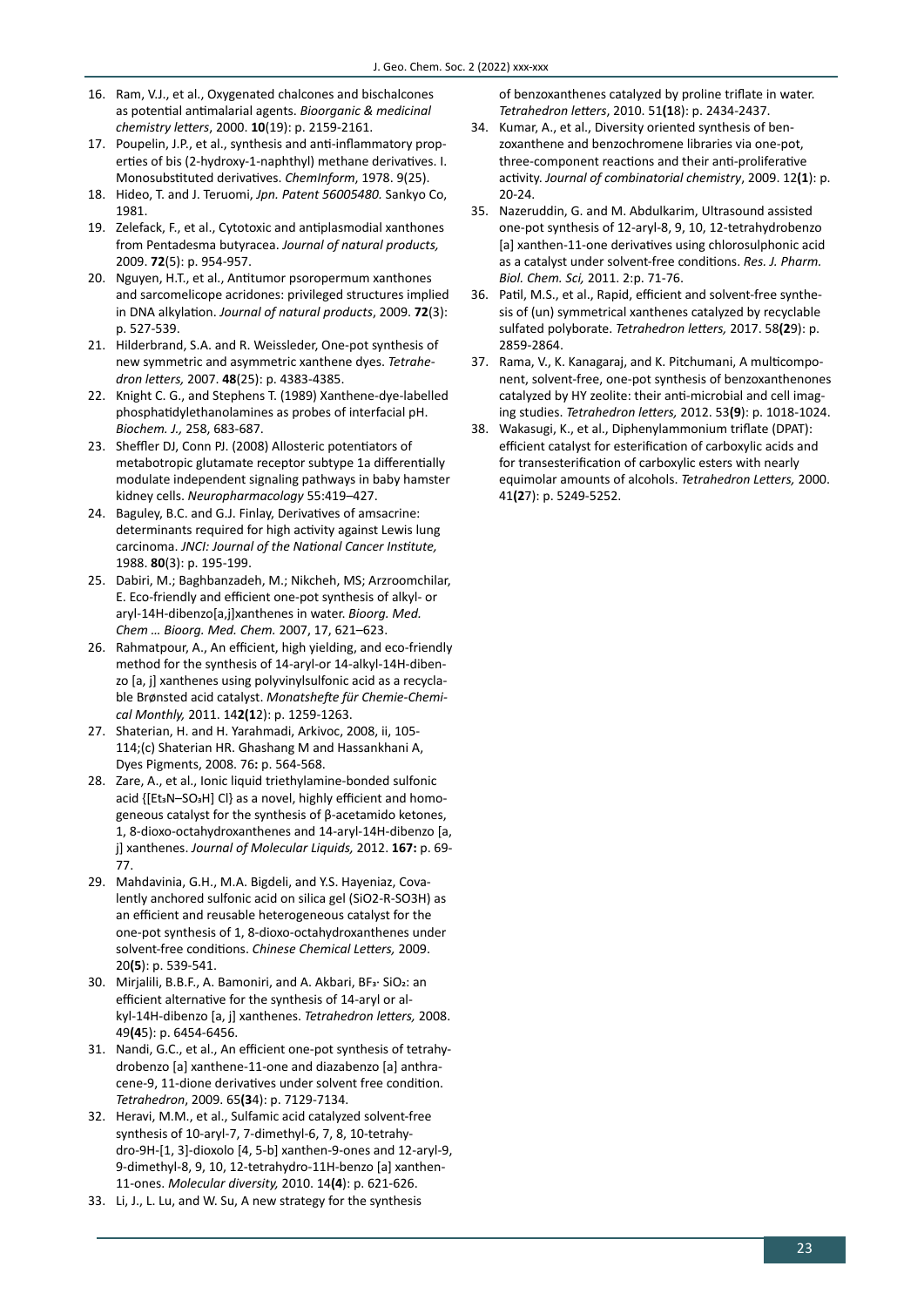16. Ram, V.J., et al., Oxygenated chalcones and bischalcones as potential antimalarial agents. *Bioorganic & medicinal chemistry letters*, 2000. **10**(19): p. 2159-2161.
17. Poupelin, J.P., et al., synthesis and anti-inflammatory properties of bis (2-hydroxy-1-naphthyl) methane derivatives. I. Monosubstituted derivatives. *ChemInform*, 1978. 9(25).
18. Hideo, T. and J. Teruomi, *Jpn. Patent 56005480.* Sankyo Co, 1981.
19. Zelefack, F., et al., Cytotoxic and antiplasmodial xanthones from Pentadesma butyracea. *Journal of natural products,* 2009. **72**(5): p. 954-957.
20. Nguyen, H.T., et al., Antitumor psorospermum xanthones and sarcomelicope acridones: privileged structures implied in DNA alkylation. *Journal of natural products*, 2009. **72**(3): p. 527-539.
21. Hilderbrand, S.A. and R. Weissleder, One-pot synthesis of new symmetric and asymmetric xanthene dyes. *Tetrahedron letters,* 2007. **48**(25): p. 4383-4385.
22. Knight C. G., and Stephens T. (1989) Xanthene-dye-labelled phosphatidylethanolamines as probes of interfacial pH. *Biochem. J.,* 258, 683-687.
23. Sheffler DJ, Conn PJ. (2008) Allosteric potentiators of metabotropic glutamate receptor subtype 1a differentially modulate independent signaling pathways in baby hamster kidney cells. *Neuropharmacology* 55:419–427.
24. Baguley, B.C. and G.J. Finlay, Derivatives of amsacrine: determinants required for high activity against Lewis lung carcinoma. *JNCI: Journal of the National Cancer Institute,* 1988. **80**(3): p. 195-199.
25. Dabiri, M.; Baghbanzadeh, M.; Nikcheh, MS; Arzroomchilar, E. Eco-friendly and efficient one-pot synthesis of alkyl- or aryl-14H-dibenzo[a,j]xanthenes in water. *Bioorg. Med. Chem … Bioorg. Med. Chem.* 2007, 17, 621–623.
26. Rahmatpour, A., An efficient, high yielding, and eco-friendly method for the synthesis of 14-aryl-or 14-alkyl-14H-dibenzo [a, j] xanthenes using polyvinylsulfonic acid as a recyclable Brønsted acid catalyst. *Monatshefte für Chemie-Chemical Monthly,* 2011. 14**2(1**2): p. 1259-1263.
27. Shaterian, H. and H. Yarahmadi, Arkivoc, 2008, ii, 105-114;(c) Shaterian HR. Ghashang M and Hassankhani A, Dyes Pigments, 2008. 76**:** p. 564-568.
28. Zare, A., et al., Ionic liquid triethylamine-bonded sulfonic acid {$[Et_3N–SO_3H]$ Cl} as a novel, highly efficient and homogeneous catalyst for the synthesis of β-acetamido ketones, 1, 8-dioxo-octahydroxanthenes and 14-aryl-14H-dibenzo [a, j] xanthenes. *Journal of Molecular Liquids,* 2012. **167:** p. 69-77.
29. Mahdavinia, G.H., M.A. Bigdeli, and Y.S. Hayeniaz, Covalently anchored sulfonic acid on silica gel (SiO2-R-SO3H) as an efficient and reusable heterogeneous catalyst for the one-pot synthesis of 1, 8-dioxo-octahydroxanthenes under solvent-free conditions. *Chinese Chemical Letters,* 2009. 20**(5**): p. 539-541.
30. Mirjalili, B.B.F., A. Bamoniri, and A. Akbari, $BF_3 \cdot SiO_2$: an efficient alternative for the synthesis of 14-aryl or alkyl-14H-dibenzo [a, j] xanthenes. *Tetrahedron letters,* 2008. 49**(4**5): p. 6454-6456.
31. Nandi, G.C., et al., An efficient one-pot synthesis of tetrahydrobenzo [a] xanthene-11-one and diazabenzo [a] anthracene-9, 11-dione derivatives under solvent free condition. *Tetrahedron*, 2009. 65**(3**4): p. 7129-7134.
32. Heravi, M.M., et al., Sulfamic acid catalyzed solvent-free synthesis of 10-aryl-7, 7-dimethyl-6, 7, 8, 10-tetrahydro-9H-[1, 3]-dioxolo [4, 5-b] xanthen-9-ones and 12-aryl-9, 9-dimethyl-8, 9, 10, 12-tetrahydro-11H-benzo [a] xanthen-11-ones. *Molecular diversity,* 2010. 14**(4**): p. 621-626.
33. Li, J., L. Lu, and W. Su, A new strategy for the synthesis of benzoxanthenes catalyzed by proline triflate in water. *Tetrahedron letters*, 2010. 51**(1**8): p. 2434-2437.
34. Kumar, A., et al., Diversity oriented synthesis of benzoxanthene and benzochromene libraries via one-pot, three-component reactions and their anti-proliferative activity. *Journal of combinatorial chemistry*, 2009. 12**(1**): p. 20-24.
35. Nazeruddin, G. and M. Abdulkarim, Ultrasound assisted one-pot synthesis of 12-aryl-8, 9, 10, 12-tetrahydrobenzo [a] xanthen-11-one derivatives using chlorosulphonic acid as a catalyst under solvent-free conditions. *Res. J. Pharm. Biol. Chem. Sci,* 2011. 2:p. 71-76.
36. Patil, M.S., et al., Rapid, efficient and solvent-free synthesis of (un) symmetrical xanthenes catalyzed by recyclable sulfated polyborate. *Tetrahedron letters,* 2017. 58**(2**9): p. 2859-2864.
37. Rama, V., K. Kanagaraj, and K. Pitchumani, A multicomponent, solvent-free, one-pot synthesis of benzoxanthenones catalyzed by HY zeolite: their anti-microbial and cell imaging studies. *Tetrahedron letters,* 2012. 53**(9**): p. 1018-1024.
38. Wakasugi, K., et al., Diphenylammonium triflate (DPAT): efficient catalyst for esterification of carboxylic acids and for transesterification of carboxylic esters with nearly equimolar amounts of alcohols. *Tetrahedron Letters,* 2000. 41**(2**7): p. 5249-5252.